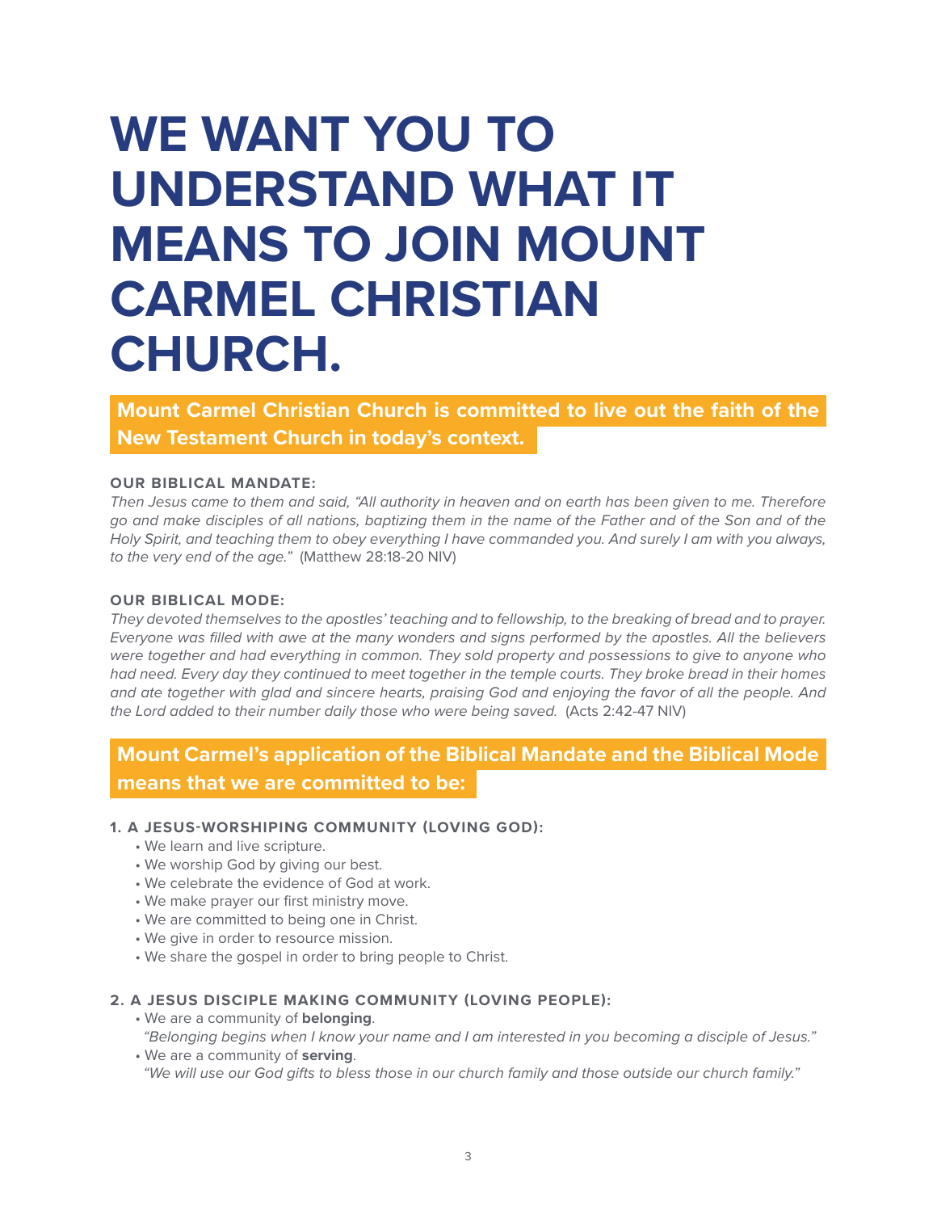# WE WANT YOU TO UNDERSTAND WHAT IT MEANS TO JOIN MOUNT CARMEL CHRISTIAN CHURCH.

## Mount Carmel Christian Church is committed to live out the faith of the New Testament Church in today's context.

**OUR BIBLICAL MANDATE:**

*Then Jesus came to them and said, "All authority in heaven and on earth has been given to me. Therefore go and make disciples of all nations, baptizing them in the name of the Father and of the Son and of the Holy Spirit, and teaching them to obey everything I have commanded you. And surely I am with you always, to the very end of the age."* (Matthew 28:18-20 NIV)

**OUR BIBLICAL MODE:**

*They devoted themselves to the apostles' teaching and to fellowship, to the breaking of bread and to prayer. Everyone was filled with awe at the many wonders and signs performed by the apostles. All the believers were together and had everything in common. They sold property and possessions to give to anyone who had need. Every day they continued to meet together in the temple courts. They broke bread in their homes and ate together with glad and sincere hearts, praising God and enjoying the favor of all the people. And the Lord added to their number daily those who were being saved.* (Acts 2:42-47 NIV)

## Mount Carmel's application of the Biblical Mandate and the Biblical Mode means that we are committed to be:

**1. A JESUS-WORSHIPING COMMUNITY (LOVING GOD):**

- We learn and live scripture.
- We worship God by giving our best.
- We celebrate the evidence of God at work.
- We make prayer our first ministry move.
- We are committed to being one in Christ.
- We give in order to resource mission.
- We share the gospel in order to bring people to Christ.

**2. A JESUS DISCIPLE MAKING COMMUNITY (LOVING PEOPLE):**

- We are a community of **belonging**.
  *"Belonging begins when I know your name and I am interested in you becoming a disciple of Jesus."*
- We are a community of **serving**.
  *"We will use our God gifts to bless those in our church family and those outside our church family."*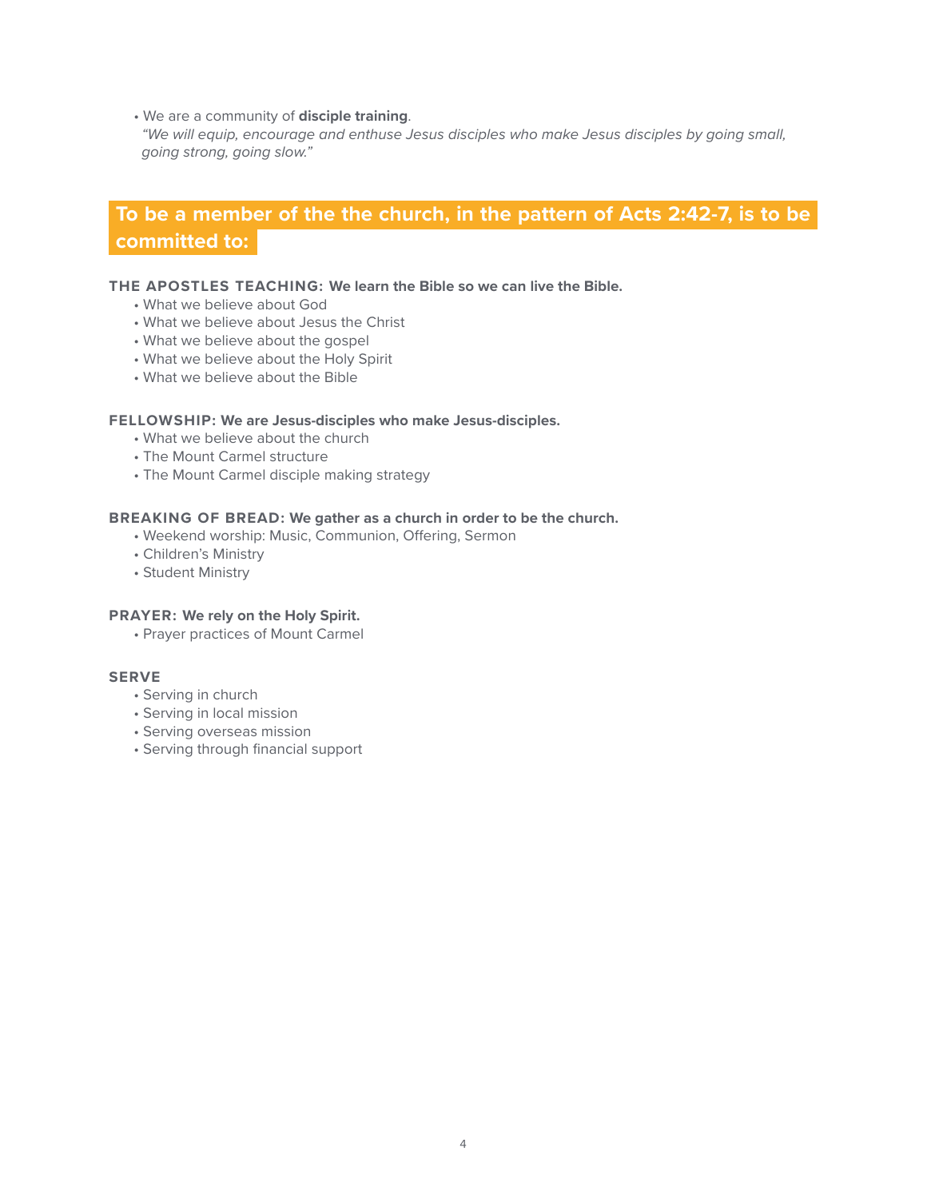- We are a community of **disciple training**.
  *"We will equip, encourage and enthuse Jesus disciples who make Jesus disciples by going small, going strong, going slow."*

## To be a member of the the church, in the pattern of Acts 2:42-7, is to be committed to:

**THE APOSTLES TEACHING: We learn the Bible so we can live the Bible.**

- What we believe about God
- What we believe about Jesus the Christ
- What we believe about the gospel
- What we believe about the Holy Spirit
- What we believe about the Bible

**FELLOWSHIP: We are Jesus-disciples who make Jesus-disciples.**

- What we believe about the church
- The Mount Carmel structure
- The Mount Carmel disciple making strategy

**BREAKING OF BREAD: We gather as a church in order to be the church.**

- Weekend worship: Music, Communion, Offering, Sermon
- Children's Ministry
- Student Ministry

**PRAYER: We rely on the Holy Spirit.**

- Prayer practices of Mount Carmel

**SERVE**

- Serving in church
- Serving in local mission
- Serving overseas mission
- Serving through financial support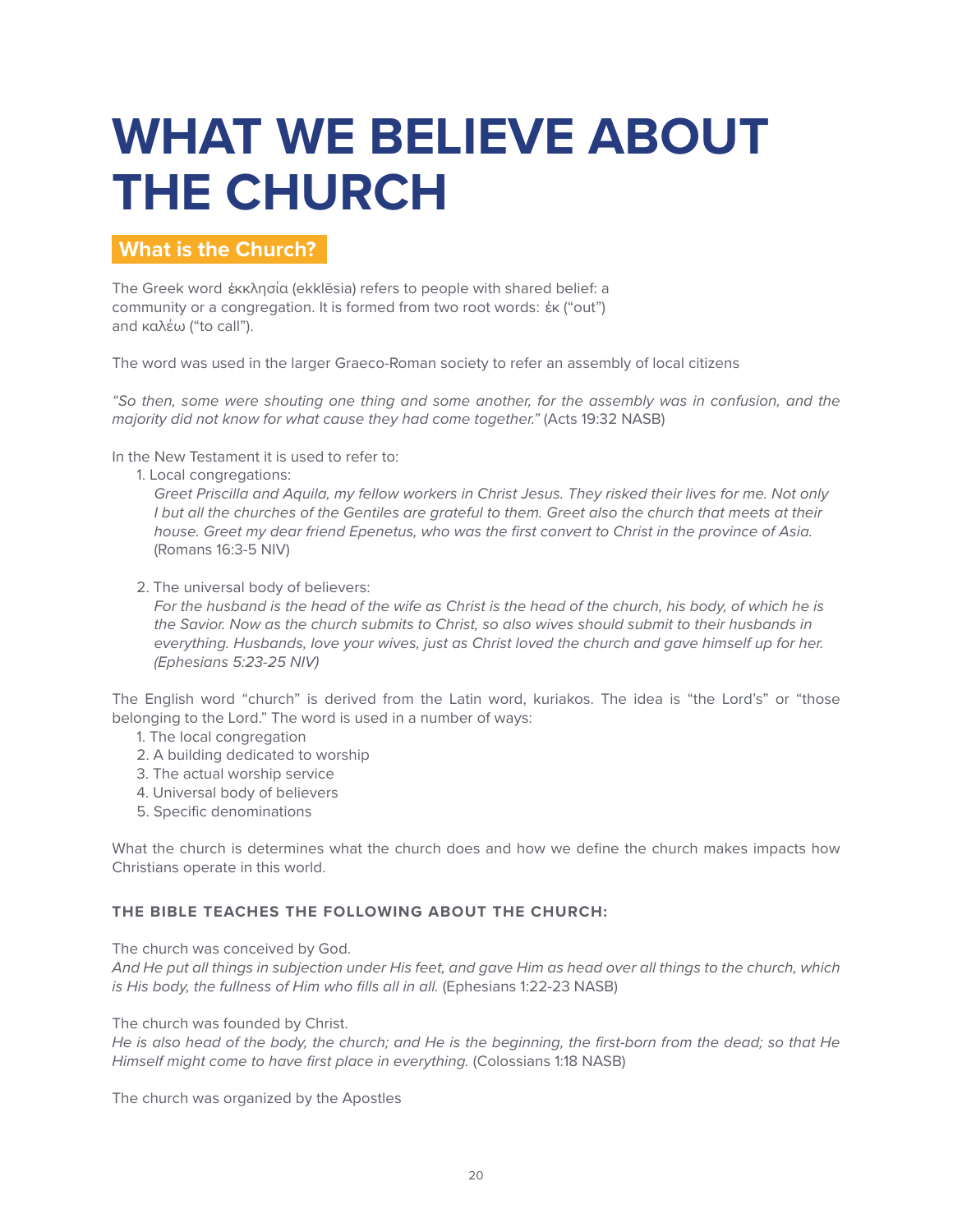# WHAT WE BELIEVE ABOUT THE CHURCH

## What is the Church?

The Greek word ἐκκλησία (ekklēsia) refers to people with shared belief: a community or a congregation. It is formed from two root words: ἐκ ("out") and καλέω ("to call").

The word was used in the larger Graeco-Roman society to refer an assembly of local citizens

*"So then, some were shouting one thing and some another, for the assembly was in confusion, and the majority did not know for what cause they had come together."* (Acts 19:32 NASB)

In the New Testament it is used to refer to:

1. Local congregations:
   *Greet Priscilla and Aquila, my fellow workers in Christ Jesus. They risked their lives for me. Not only I but all the churches of the Gentiles are grateful to them. Greet also the church that meets at their house. Greet my dear friend Epenetus, who was the first convert to Christ in the province of Asia.* (Romans 16:3-5 NIV)

2. The universal body of believers:
   *For the husband is the head of the wife as Christ is the head of the church, his body, of which he is the Savior. Now as the church submits to Christ, so also wives should submit to their husbands in everything. Husbands, love your wives, just as Christ loved the church and gave himself up for her. (Ephesians 5:23-25 NIV)*

The English word "church" is derived from the Latin word, kuriakos. The idea is "the Lord's" or "those belonging to the Lord." The word is used in a number of ways:

1. The local congregation
2. A building dedicated to worship
3. The actual worship service
4. Universal body of believers
5. Specific denominations

What the church is determines what the church does and how we define the church makes impacts how Christians operate in this world.

### THE BIBLE TEACHES THE FOLLOWING ABOUT THE CHURCH:

The church was conceived by God.
*And He put all things in subjection under His feet, and gave Him as head over all things to the church, which is His body, the fullness of Him who fills all in all.* (Ephesians 1:22-23 NASB)

The church was founded by Christ.
*He is also head of the body, the church; and He is the beginning, the first-born from the dead; so that He Himself might come to have first place in everything.* (Colossians 1:18 NASB)

The church was organized by the Apostles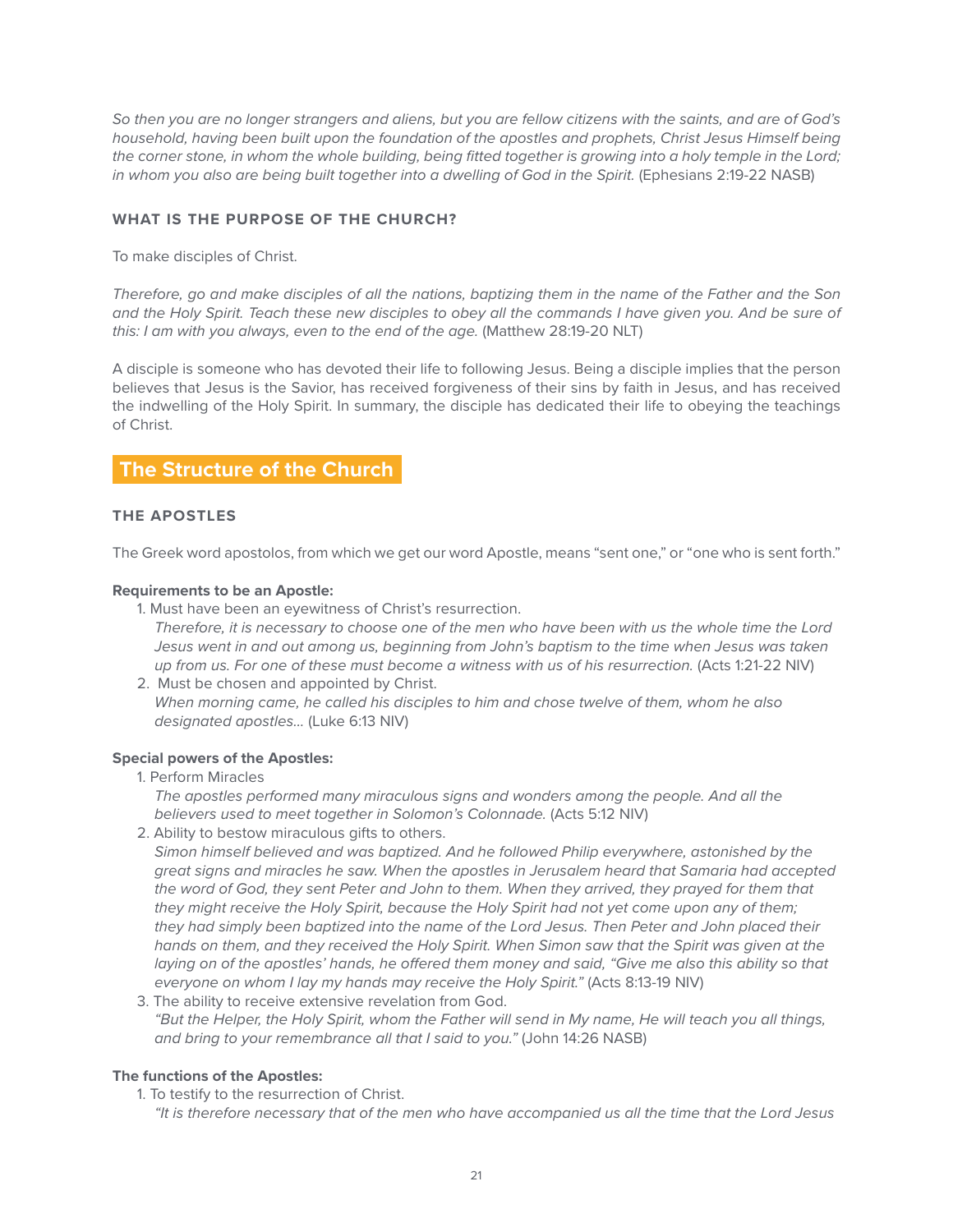*So then you are no longer strangers and aliens, but you are fellow citizens with the saints, and are of God's household, having been built upon the foundation of the apostles and prophets, Christ Jesus Himself being the corner stone, in whom the whole building, being fitted together is growing into a holy temple in the Lord; in whom you also are being built together into a dwelling of God in the Spirit.* (Ephesians 2:19-22 NASB)

### WHAT IS THE PURPOSE OF THE CHURCH?

To make disciples of Christ.

*Therefore, go and make disciples of all the nations, baptizing them in the name of the Father and the Son and the Holy Spirit. Teach these new disciples to obey all the commands I have given you. And be sure of this: I am with you always, even to the end of the age.* (Matthew 28:19-20 NLT)

A disciple is someone who has devoted their life to following Jesus. Being a disciple implies that the person believes that Jesus is the Savior, has received forgiveness of their sins by faith in Jesus, and has received the indwelling of the Holy Spirit. In summary, the disciple has dedicated their life to obeying the teachings of Christ.

## The Structure of the Church

### THE APOSTLES

The Greek word apostolos, from which we get our word Apostle, means "sent one," or "one who is sent forth."

**Requirements to be an Apostle:**

1. Must have been an eyewitness of Christ's resurrection.
   *Therefore, it is necessary to choose one of the men who have been with us the whole time the Lord Jesus went in and out among us, beginning from John's baptism to the time when Jesus was taken up from us. For one of these must become a witness with us of his resurrection.* (Acts 1:21-22 NIV)
2. Must be chosen and appointed by Christ.
   *When morning came, he called his disciples to him and chose twelve of them, whom he also designated apostles...* (Luke 6:13 NIV)

**Special powers of the Apostles:**

1. Perform Miracles
   *The apostles performed many miraculous signs and wonders among the people. And all the believers used to meet together in Solomon's Colonnade.* (Acts 5:12 NIV)
2. Ability to bestow miraculous gifts to others.
   *Simon himself believed and was baptized. And he followed Philip everywhere, astonished by the great signs and miracles he saw. When the apostles in Jerusalem heard that Samaria had accepted the word of God, they sent Peter and John to them. When they arrived, they prayed for them that they might receive the Holy Spirit, because the Holy Spirit had not yet come upon any of them; they had simply been baptized into the name of the Lord Jesus. Then Peter and John placed their hands on them, and they received the Holy Spirit. When Simon saw that the Spirit was given at the laying on of the apostles' hands, he offered them money and said, "Give me also this ability so that everyone on whom I lay my hands may receive the Holy Spirit."* (Acts 8:13-19 NIV)
3. The ability to receive extensive revelation from God.
   *"But the Helper, the Holy Spirit, whom the Father will send in My name, He will teach you all things, and bring to your remembrance all that I said to you."* (John 14:26 NASB)

**The functions of the Apostles:**

1. To testify to the resurrection of Christ.
   *"It is therefore necessary that of the men who have accompanied us all the time that the Lord Jesus*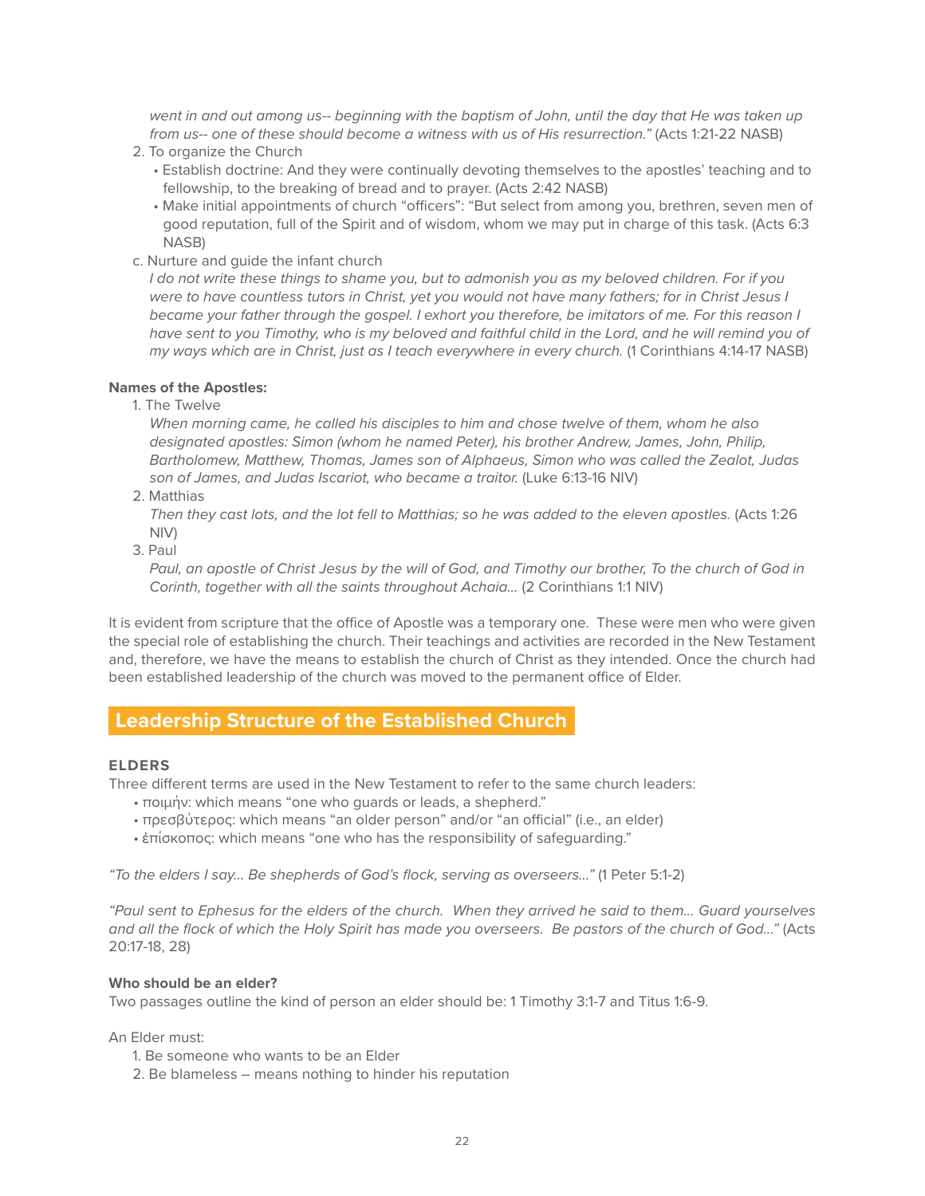*went in and out among us-- beginning with the baptism of John, until the day that He was taken up from us-- one of these should become a witness with us of His resurrection."* (Acts 1:21-22 NASB)

2. To organize the Church
   - Establish doctrine: And they were continually devoting themselves to the apostles' teaching and to fellowship, to the breaking of bread and to prayer. (Acts 2:42 NASB)
   - Make initial appointments of church "officers": "But select from among you, brethren, seven men of good reputation, full of the Spirit and of wisdom, whom we may put in charge of this task. (Acts 6:3 NASB)

c. Nurture and guide the infant church
   *I do not write these things to shame you, but to admonish you as my beloved children. For if you were to have countless tutors in Christ, yet you would not have many fathers; for in Christ Jesus I became your father through the gospel. I exhort you therefore, be imitators of me. For this reason I have sent to you Timothy, who is my beloved and faithful child in the Lord, and he will remind you of my ways which are in Christ, just as I teach everywhere in every church.* (1 Corinthians 4:14-17 NASB)

**Names of the Apostles:**

1. The Twelve
   *When morning came, he called his disciples to him and chose twelve of them, whom he also designated apostles: Simon (whom he named Peter), his brother Andrew, James, John, Philip, Bartholomew, Matthew, Thomas, James son of Alphaeus, Simon who was called the Zealot, Judas son of James, and Judas Iscariot, who became a traitor.* (Luke 6:13-16 NIV)
2. Matthias
   *Then they cast lots, and the lot fell to Matthias; so he was added to the eleven apostles.* (Acts 1:26 NIV)
3. Paul
   *Paul, an apostle of Christ Jesus by the will of God, and Timothy our brother, To the church of God in Corinth, together with all the saints throughout Achaia...* (2 Corinthians 1:1 NIV)

It is evident from scripture that the office of Apostle was a temporary one. These were men who were given the special role of establishing the church. Their teachings and activities are recorded in the New Testament and, therefore, we have the means to establish the church of Christ as they intended. Once the church had been established leadership of the church was moved to the permanent office of Elder.

## Leadership Structure of the Established Church

### ELDERS

Three different terms are used in the New Testament to refer to the same church leaders:

- ποιμήν: which means "one who guards or leads, a shepherd."
- πρεσβύτερος: which means "an older person" and/or "an official" (i.e., an elder)
- ἐπίσκοπος: which means "one who has the responsibility of safeguarding."

*"To the elders I say... Be shepherds of God's flock, serving as overseers..."* (1 Peter 5:1-2)

*"Paul sent to Ephesus for the elders of the church. When they arrived he said to them... Guard yourselves and all the flock of which the Holy Spirit has made you overseers. Be pastors of the church of God..."* (Acts 20:17-18, 28)

**Who should be an elder?**

Two passages outline the kind of person an elder should be: 1 Timothy 3:1-7 and Titus 1:6-9.

An Elder must:

1. Be someone who wants to be an Elder
2. Be blameless – means nothing to hinder his reputation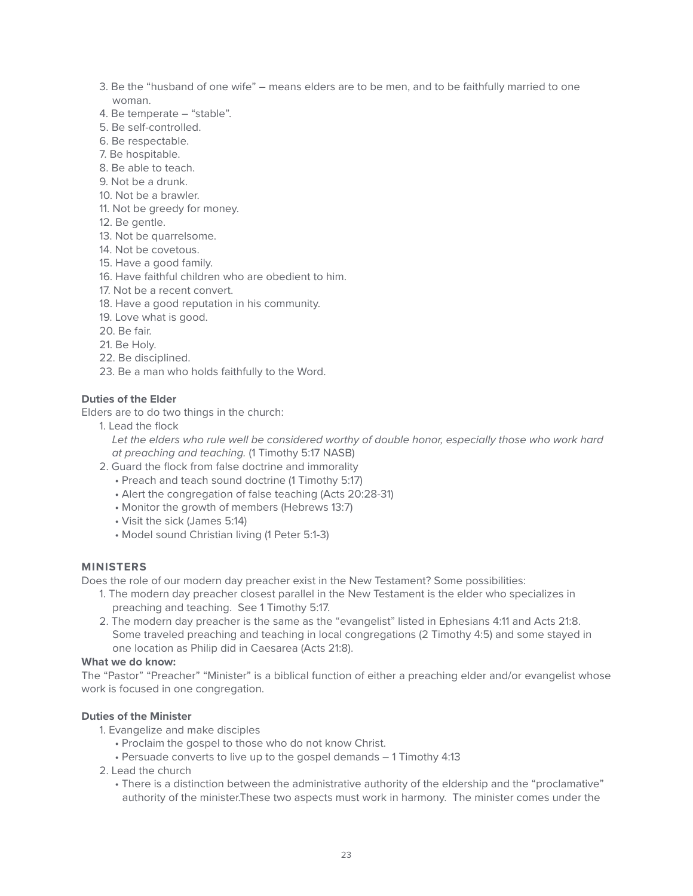3. Be the "husband of one wife" – means elders are to be men, and to be faithfully married to one woman.
4. Be temperate – "stable".
5. Be self-controlled.
6. Be respectable.
7. Be hospitable.
8. Be able to teach.
9. Not be a drunk.
10. Not be a brawler.
11. Not be greedy for money.
12. Be gentle.
13. Not be quarrelsome.
14. Not be covetous.
15. Have a good family.
16. Have faithful children who are obedient to him.
17. Not be a recent convert.
18. Have a good reputation in his community.
19. Love what is good.
20. Be fair.
21. Be Holy.
22. Be disciplined.
23. Be a man who holds faithfully to the Word.

**Duties of the Elder**

Elders are to do two things in the church:

1. Lead the flock

   *Let the elders who rule well be considered worthy of double honor, especially those who work hard at preaching and teaching.* (1 Timothy 5:17 NASB)

2. Guard the flock from false doctrine and immorality
   - Preach and teach sound doctrine (1 Timothy 5:17)
   - Alert the congregation of false teaching (Acts 20:28-31)
   - Monitor the growth of members (Hebrews 13:7)
   - Visit the sick (James 5:14)
   - Model sound Christian living (1 Peter 5:1-3)

## MINISTERS

Does the role of our modern day preacher exist in the New Testament? Some possibilities:

1. The modern day preacher closest parallel in the New Testament is the elder who specializes in preaching and teaching. See 1 Timothy 5:17.
2. The modern day preacher is the same as the "evangelist" listed in Ephesians 4:11 and Acts 21:8. Some traveled preaching and teaching in local congregations (2 Timothy 4:5) and some stayed in one location as Philip did in Caesarea (Acts 21:8).

**What we do know:**

The "Pastor" "Preacher" "Minister" is a biblical function of either a preaching elder and/or evangelist whose work is focused in one congregation.

**Duties of the Minister**

1. Evangelize and make disciples
   - Proclaim the gospel to those who do not know Christ.
   - Persuade converts to live up to the gospel demands – 1 Timothy 4:13
2. Lead the church
   - There is a distinction between the administrative authority of the eldership and the "proclamative" authority of the minister.These two aspects must work in harmony. The minister comes under the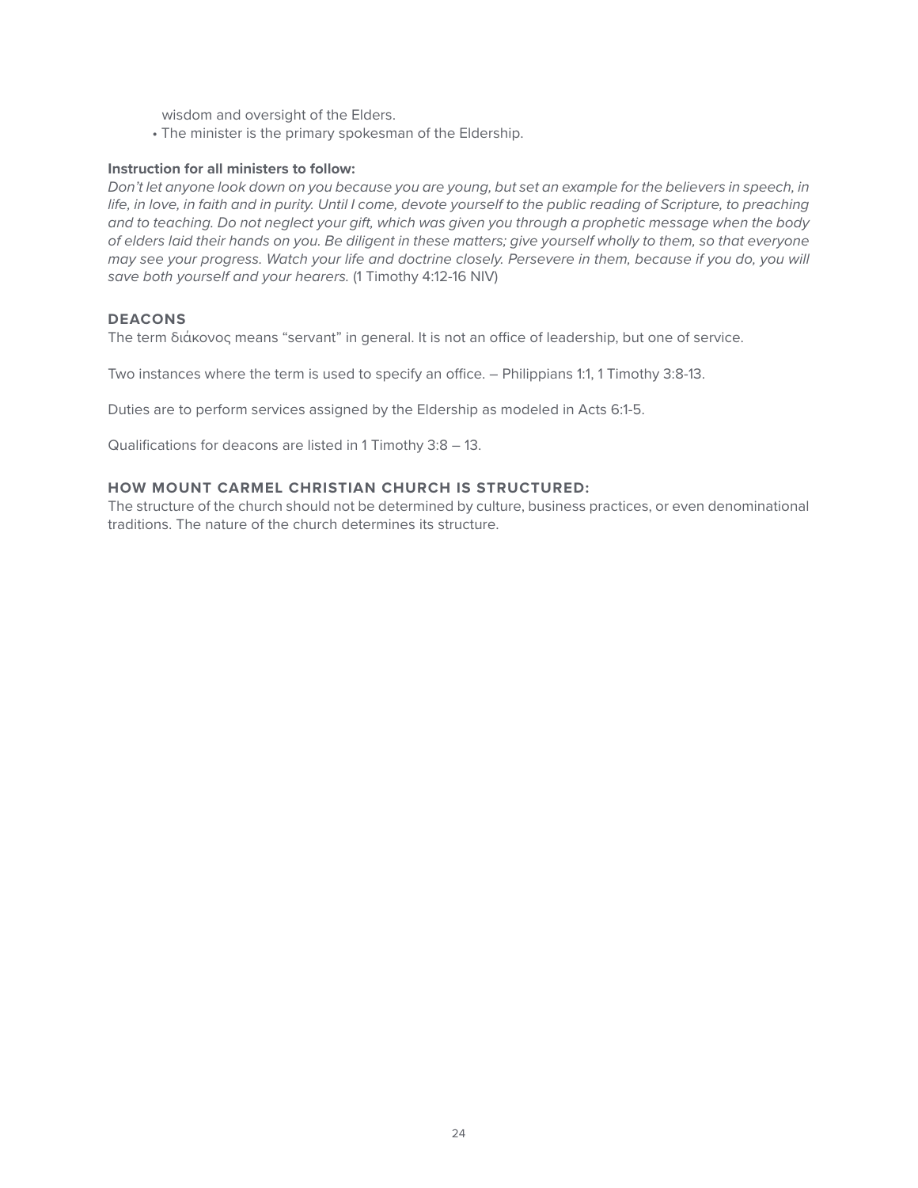wisdom and oversight of the Elders.

- The minister is the primary spokesman of the Eldership.

**Instruction for all ministers to follow:**

*Don't let anyone look down on you because you are young, but set an example for the believers in speech, in life, in love, in faith and in purity. Until I come, devote yourself to the public reading of Scripture, to preaching and to teaching. Do not neglect your gift, which was given you through a prophetic message when the body of elders laid their hands on you. Be diligent in these matters; give yourself wholly to them, so that everyone may see your progress. Watch your life and doctrine closely. Persevere in them, because if you do, you will save both yourself and your hearers.* (1 Timothy 4:12-16 NIV)

### DEACONS

The term διάκονος means "servant" in general. It is not an office of leadership, but one of service.

Two instances where the term is used to specify an office. – Philippians 1:1, 1 Timothy 3:8-13.

Duties are to perform services assigned by the Eldership as modeled in Acts 6:1-5.

Qualifications for deacons are listed in 1 Timothy 3:8 – 13.

### HOW MOUNT CARMEL CHRISTIAN CHURCH IS STRUCTURED:

The structure of the church should not be determined by culture, business practices, or even denominational traditions. The nature of the church determines its structure.